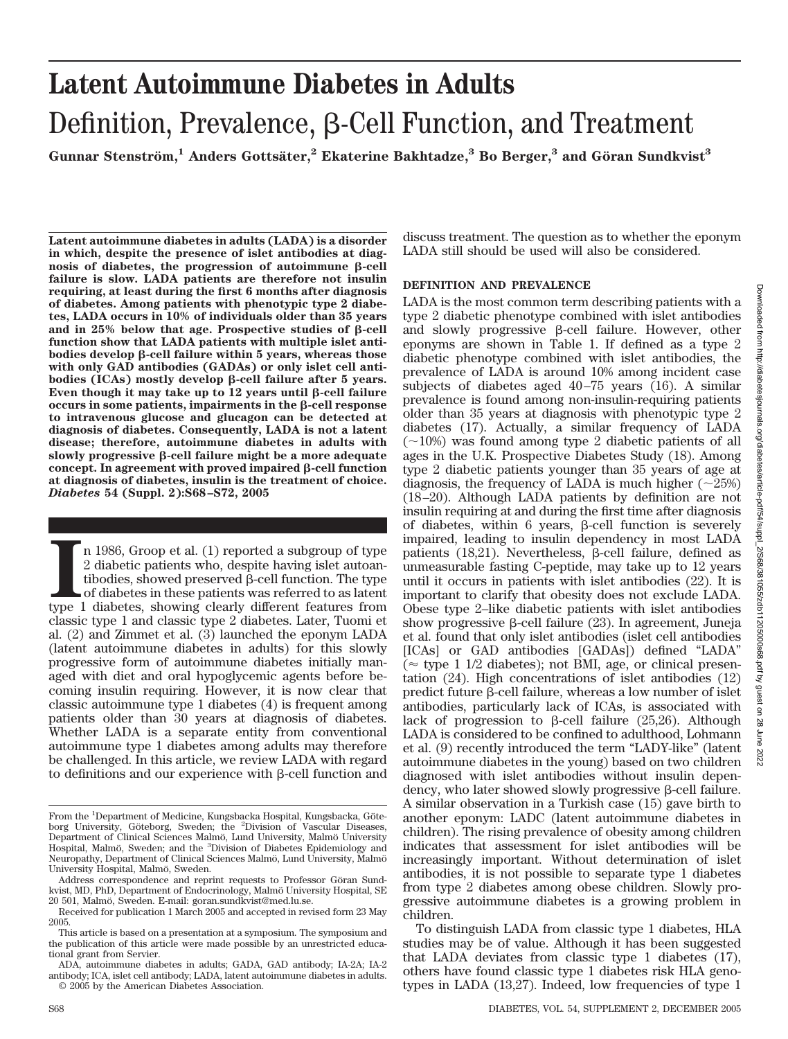# Latent Autoimmune Diabetes in Adults

## Definition, Prevalence, β-Cell Function, and Treatment

**Gunnar Stenström,[1] Anders Gottsäter,[2] Ekaterine Bakhtadze,[3] Bo Berger,[3] and Göran Sundkvist[3]**

**Latent autoimmune diabetes in adults (LADA) is a disorder in which, despite the presence of islet antibodies at diagnosis of diabetes, the progression of autoimmune β-cell failure is slow. LADA patients are therefore not insulin requiring, at least during the first 6 months after diagnosis of diabetes. Among patients with phenotypic type 2 diabetes, LADA occurs in 10% of individuals older than 35 years and in 25% below that age. Prospective studies of β-cell function show that LADA patients with multiple islet antibodies develop β-cell failure within 5 years, whereas those with only GAD antibodies (GADAs) or only islet cell antibodies (ICAs) mostly develop β-cell failure after 5 years. Even though it may take up to 12 years until β-cell failure occurs in some patients, impairments in the β-cell response to intravenous glucose and glucagon can be detected at diagnosis of diabetes. Consequently, LADA is not a latent disease; therefore, autoimmune diabetes in adults with slowly progressive β-cell failure might be a more adequate concept. In agreement with proved impaired β-cell function at diagnosis of diabetes, insulin is the treatment of choice.** ***Diabetes* 54 (Suppl. 2):S68–S72, 2005**

In 1986, Groop et al. (1) reported a subgroup of type 2 diabetic patients who, despite having islet autoantibodies, showed preserved β-cell function. The type of diabetes in these patients was referred to as latent type 1 diabetes, showing clearly different features from classic type 1 and classic type 2 diabetes. Later, Tuomi et al. (2) and Zimmet et al. (3) launched the eponym LADA (latent autoimmune diabetes in adults) for this slowly progressive form of autoimmune diabetes initially managed with diet and oral hypoglycemic agents before becoming insulin requiring. However, it is now clear that classic autoimmune type 1 diabetes (4) is frequent among patients older than 30 years at diagnosis of diabetes. Whether LADA is a separate entity from conventional autoimmune type 1 diabetes among adults may therefore be challenged. In this article, we review LADA with regard to definitions and our experience with β-cell function and discuss treatment. The question as to whether the eponym LADA still should be used will also be considered.

From the [1]Department of Medicine, Kungsbacka Hospital, Kungsbacka, Göteborg University, Göteborg, Sweden; the [2]Division of Vascular Diseases, Department of Clinical Sciences Malmö, Lund University, Malmö University Hospital, Malmö, Sweden; and the [3]Division of Diabetes Epidemiology and Neuropathy, Department of Clinical Sciences Malmö, Lund University, Malmö University Hospital, Malmö, Sweden.

Address correspondence and reprint requests to Professor Göran Sundkvist, MD, PhD, Department of Endocrinology, Malmö University Hospital, SE 20 501, Malmö, Sweden. E-mail: goran.sundkvist@med.lu.se.

Received for publication 1 March 2005 and accepted in revised form 23 May 2005.

This article is based on a presentation at a symposium. The symposium and the publication of this article were made possible by an unrestricted educational grant from Servier.

ADA, autoimmune diabetes in adults; GADA, GAD antibody; IA-2A; IA-2 antibody; ICA, islet cell antibody; LADA, latent autoimmune diabetes in adults.

© 2005 by the American Diabetes Association.

### DEFINITION AND PREVALENCE

LADA is the most common term describing patients with a type 2 diabetic phenotype combined with islet antibodies and slowly progressive β-cell failure. However, other eponyms are shown in Table 1. If defined as a type 2 diabetic phenotype combined with islet antibodies, the prevalence of LADA is around 10% among incident case subjects of diabetes aged 40–75 years (16). A similar prevalence is found among non-insulin-requiring patients older than 35 years at diagnosis with phenotypic type 2 diabetes (17). Actually, a similar frequency of LADA (~10%) was found among type 2 diabetic patients of all ages in the U.K. Prospective Diabetes Study (18). Among type 2 diabetic patients younger than 35 years of age at diagnosis, the frequency of LADA is much higher (~25%) (18–20). Although LADA patients by definition are not insulin requiring at and during the first time after diagnosis of diabetes, within 6 years, β-cell function is severely impaired, leading to insulin dependency in most LADA patients (18,21). Nevertheless, β-cell failure, defined as unmeasurable fasting C-peptide, may take up to 12 years until it occurs in patients with islet antibodies (22). It is important to clarify that obesity does not exclude LADA. Obese type 2–like diabetic patients with islet antibodies show progressive β-cell failure (23). In agreement, Juneja et al. found that only islet antibodies (islet cell antibodies [ICAs] or GAD antibodies [GADAs]) defined "LADA" (≈ type 1 1/2 diabetes); not BMI, age, or clinical presentation (24). High concentrations of islet antibodies (12) predict future β-cell failure, whereas a low number of islet antibodies, particularly lack of ICAs, is associated with lack of progression to β-cell failure (25,26). Although LADA is considered to be confined to adulthood, Lohmann et al. (9) recently introduced the term "LADY-like" (latent autoimmune diabetes in the young) based on two children diagnosed with islet antibodies without insulin dependency, who later showed slowly progressive β-cell failure. A similar observation in a Turkish case (15) gave birth to another eponym: LADC (latent autoimmune diabetes in children). The rising prevalence of obesity among children indicates that assessment for islet antibodies will be increasingly important. Without determination of islet antibodies, it is not possible to separate type 1 diabetes from type 2 diabetes among obese children. Slowly progressive autoimmune diabetes is a growing problem in children.

To distinguish LADA from classic type 1 diabetes, HLA studies may be of value. Although it has been suggested that LADA deviates from classic type 1 diabetes (17), others have found classic type 1 diabetes risk HLA genotypes in LADA (13,27). Indeed, low frequencies of type 1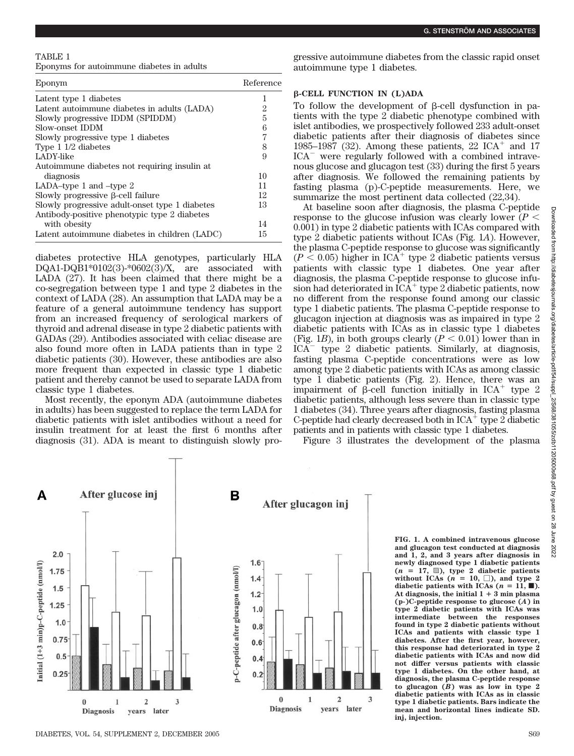TABLE 1
Eponyms for autoimmune diabetes in adults

| Eponym | Reference |
| --- | --- |
| Latent type 1 diabetes | 1 |
| Latent autoimmune diabetes in adults (LADA) | 2 |
| Slowly progressive IDDM (SPIDDM) | 5 |
| Slow-onset IDDM | 6 |
| Slowly progressive type 1 diabetes | 7 |
| Type 1 1/2 diabetes | 8 |
| LADY-like | 9 |
| Autoimmune diabetes not requiring insulin at diagnosis | 10 |
| LADA–type 1 and –type 2 | 11 |
| Slowly progressive β-cell failure | 12 |
| Slowly progressive adult-onset type 1 diabetes | 13 |
| Antibody-positive phenotypic type 2 diabetes with obesity | 14 |
| Latent autoimmune diabetes in children (LADC) | 15 |

diabetes protective HLA genotypes, particularly HLA DQA1-DQB1*0102(3)-*0602(3)/X, are associated with LADA (27). It has been claimed that there might be a co-segregation between type 1 and type 2 diabetes in the context of LADA (28). An assumption that LADA may be a feature of a general autoimmune tendency has support from an increased frequency of serological markers of thyroid and adrenal disease in type 2 diabetic patients with GADAs (29). Antibodies associated with celiac disease are also found more often in LADA patients than in type 2 diabetic patients (30). However, these antibodies are also more frequent than expected in classic type 1 diabetic patient and thereby cannot be used to separate LADA from classic type 1 diabetes.

Most recently, the eponym ADA (autoimmune diabetes in adults) has been suggested to replace the term LADA for diabetic patients with islet antibodies without a need for insulin treatment for at least the first 6 months after diagnosis (31). ADA is meant to distinguish slowly progressive autoimmune diabetes from the classic rapid onset autoimmune type 1 diabetes.

## β-CELL FUNCTION IN (L)ADA

To follow the development of β-cell dysfunction in patients with the type 2 diabetic phenotype combined with islet antibodies, we prospectively followed 233 adult-onset diabetic patients after their diagnosis of diabetes since 1985–1987 (32). Among these patients, 22 ICA$^+$ and 17 ICA$^-$ were regularly followed with a combined intravenous glucose and glucagon test (33) during the first 5 years after diagnosis. We followed the remaining patients by fasting plasma (p)-C-peptide measurements. Here, we summarize the most pertinent data collected (22,34).

At baseline soon after diagnosis, the plasma C-peptide response to the glucose infusion was clearly lower ($P < 0.001$) in type 2 diabetic patients with ICAs compared with type 2 diabetic patients without ICAs (Fig. 1*A*). However, the plasma C-peptide response to glucose was significantly ($P < 0.05$) higher in ICA$^+$ type 2 diabetic patients versus patients with classic type 1 diabetes. One year after diagnosis, the plasma C-peptide response to glucose infusion had deteriorated in ICA$^+$ type 2 diabetic patients, now no different from the response found among our classic type 1 diabetic patients. The plasma C-peptide response to glucagon injection at diagnosis was as impaired in type 2 diabetic patients with ICAs as in classic type 1 diabetes (Fig. 1*B*), in both groups clearly ($P < 0.01$) lower than in ICA$^-$ type 2 diabetic patients. Similarly, at diagnosis, fasting plasma C-peptide concentrations were as low among type 2 diabetic patients with ICAs as among classic type 1 diabetic patients (Fig. 2). Hence, there was an impairment of β-cell function initially in ICA$^+$ type 2 diabetic patients, although less severe than in classic type 1 diabetes (34). Three years after diagnosis, fasting plasma C-peptide had clearly decreased both in ICA$^+$ type 2 diabetic patients and in patients with classic type 1 diabetes.

Figure 3 illustrates the development of the plasma

**FIG. 1. A combined intravenous glucose and glucagon test conducted at diagnosis and 1, 2, and 3 years after diagnosis in newly diagnosed type 1 diabetic patients ($n = 17$, ▨), type 2 diabetic patients without ICAs ($n = 10$, □), and type 2 diabetic patients with ICAs ($n = 11$, ■). At diagnosis, the initial 1 + 3 min plasma (p-)C-peptide response to glucose (*A*) in type 2 diabetic patients with ICAs was intermediate between the responses found in type 2 diabetic patients without ICAs and patients with classic type 1 diabetes. After the first year, however, this response had deteriorated in type 2 diabetic patients with ICAs and now did not differ versus patients with classic type 1 diabetes. On the other hand, at diagnosis, the plasma C-peptide response to glucagon (*B*) was as low in type 2 diabetic patients with ICAs as in classic type 1 diabetic patients. Bars indicate the mean and horizontal lines indicate SD. inj, injection.**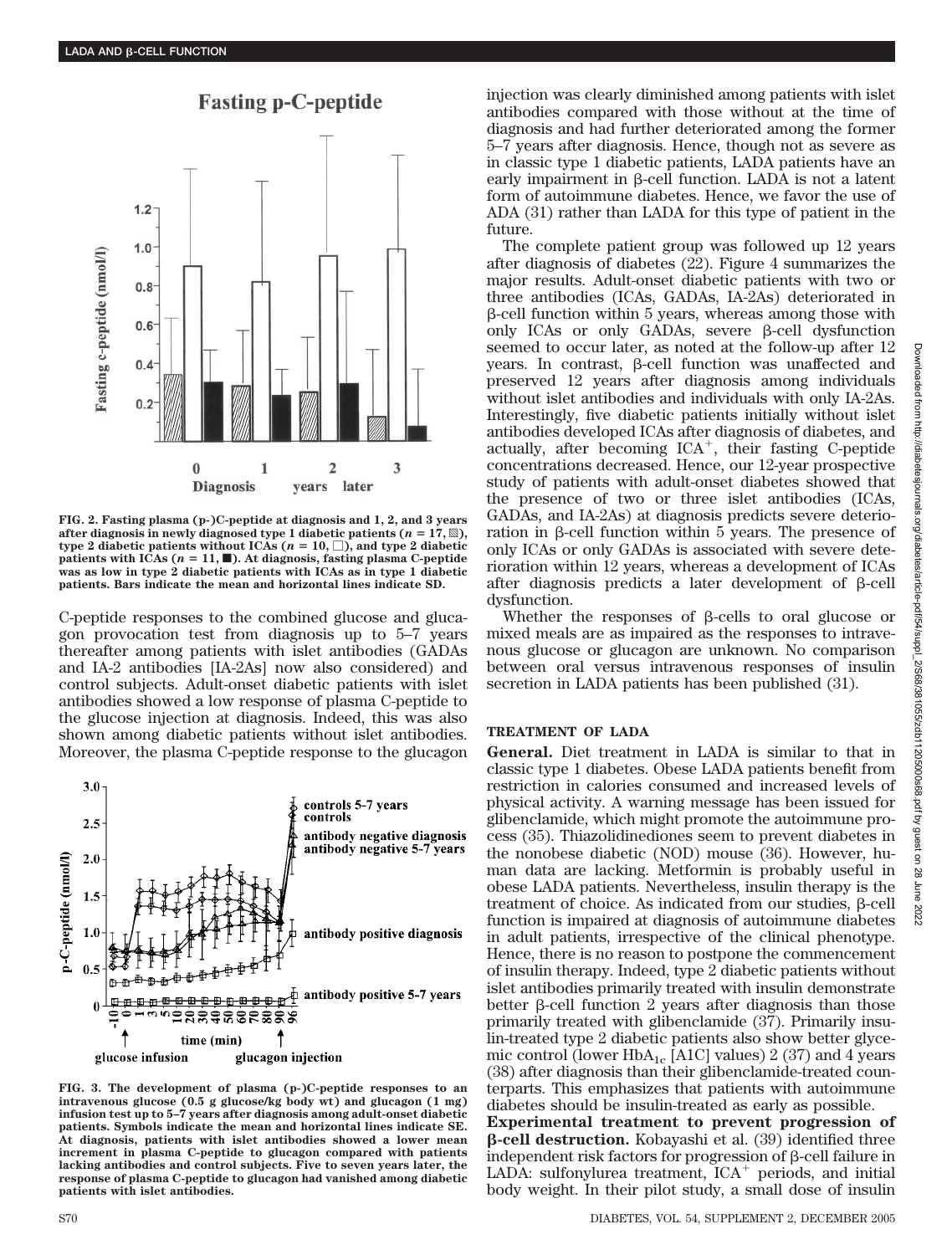FIG. 2. Fasting plasma (p-)C-peptide at diagnosis and 1, 2, and 3 years after diagnosis in newly diagnosed type 1 diabetic patients ($n$ = 17, ▨), type 2 diabetic patients without ICAs ($n$ = 10, □), and type 2 diabetic patients with ICAs ($n$ = 11, ■). At diagnosis, fasting plasma C-peptide was as low in type 2 diabetic patients with ICAs as in type 1 diabetic patients. Bars indicate the mean and horizontal lines indicate SD.

C-peptide responses to the combined glucose and glucagon provocation test from diagnosis up to 5–7 years thereafter among patients with islet antibodies (GADAs and IA-2 antibodies [IA-2As] now also considered) and control subjects. Adult-onset diabetic patients with islet antibodies showed a low response of plasma C-peptide to the glucose injection at diagnosis. Indeed, this was also shown among diabetic patients without islet antibodies. Moreover, the plasma C-peptide response to the glucagon injection was clearly diminished among patients with islet antibodies compared with those without at the time of diagnosis and had further deteriorated among the former 5–7 years after diagnosis. Hence, though not as severe as in classic type 1 diabetic patients, LADA patients have an early impairment in β-cell function. LADA is not a latent form of autoimmune diabetes. Hence, we favor the use of ADA (31) rather than LADA for this type of patient in the future.

FIG. 3. The development of plasma (p-)C-peptide responses to an intravenous glucose (0.5 g glucose/kg body wt) and glucagon (1 mg) infusion test up to 5–7 years after diagnosis among adult-onset diabetic patients. Symbols indicate the mean and horizontal lines indicate SE. At diagnosis, patients with islet antibodies showed a lower mean increment in plasma C-peptide compared with patients lacking antibodies and control subjects. Five to seven years later, the response of plasma C-peptide to glucagon had vanished among diabetic patients with islet antibodies.

The complete patient group was followed up 12 years after diagnosis of diabetes (22). Figure 4 summarizes the major results. Adult-onset diabetic patients with two or three antibodies (ICAs, GADAs, IA-2As) deteriorated in β-cell function within 5 years, whereas among those with only ICAs or only GADAs, severe β-cell dysfunction seemed to occur later, as noted at the follow-up after 12 years. In contrast, β-cell function was unaffected and preserved 12 years after diagnosis among individuals without islet antibodies and individuals with only IA-2As. Interestingly, five diabetic patients initially without islet antibodies developed ICAs after diagnosis of diabetes, and actually, after becoming ICA$^+$, their fasting C-peptide concentrations decreased. Hence, our 12-year prospective study of patients with adult-onset diabetes showed that the presence of two or three islet antibodies (ICAs, GADAs, and IA-2As) at diagnosis predicts severe deterioration in β-cell function within 5 years. The presence of only ICAs or only GADAs is associated with severe deterioration within 12 years, whereas a development of ICAs after diagnosis predicts a later development of β-cell dysfunction.

Whether the responses of β-cells to oral glucose or mixed meals are as impaired as the responses to intravenous glucose or glucagon are unknown. No comparison between oral versus intravenous responses of insulin secretion in LADA patients has been published (31).

## TREATMENT OF LADA

**General.** Diet treatment in LADA is similar to that in classic type 1 diabetes. Obese LADA patients benefit from restriction in calories consumed and increased levels of physical activity. A warning message has been issued for glibenclamide, which might promote the autoimmune process (35). Thiazolidinediones seem to prevent diabetes in the nonobese diabetic (NOD) mouse (36). However, human data are lacking. Metformin is probably useful in obese LADA patients. Nevertheless, insulin therapy is the treatment of choice. As indicated from our studies, β-cell function is impaired at diagnosis of autoimmune diabetes in adult patients, irrespective of the clinical phenotype. Hence, there is no reason to postpone the commencement of insulin therapy. Indeed, type 2 diabetic patients without islet antibodies primarily treated with insulin demonstrate better β-cell function 2 years after diagnosis than those primarily treated with glibenclamide (37). Primarily insulin-treated type 2 diabetic patients also show better glycemic control (lower $HbA_{1c}$ [A1C] values) 2 (37) and 4 years (38) after diagnosis than their glibenclamide-treated counterparts. This emphasizes that patients with autoimmune diabetes should be insulin-treated as early as possible.

**Experimental treatment to prevent progression of β-cell destruction.** Kobayashi et al. (39) identified three independent risk factors for progression of β-cell failure in LADA: sulfonylurea treatment, ICA$^+$ periods, and initial body weight. In their pilot study, a small dose of insulin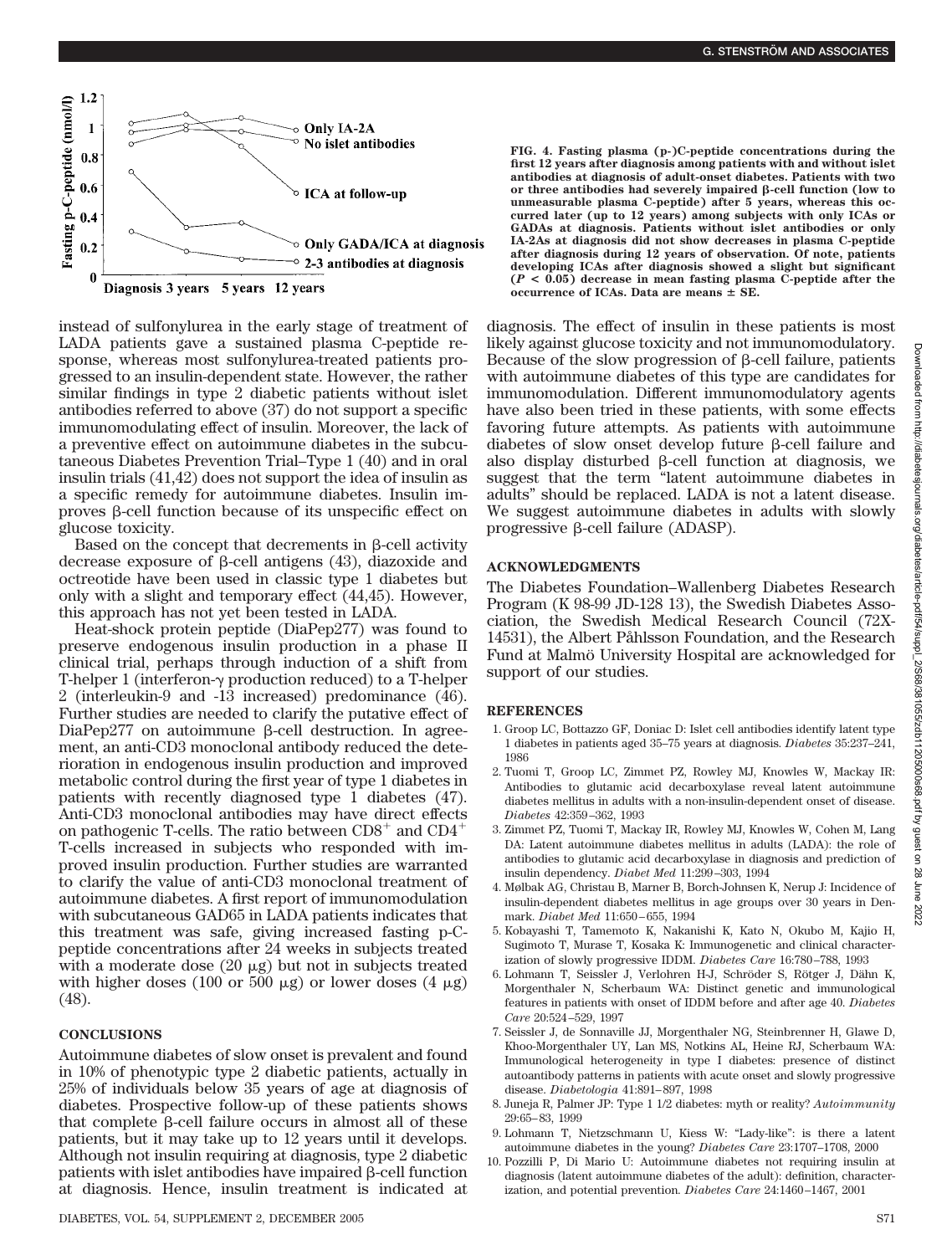FIG. 4. Fasting plasma (p-)C-peptide concentrations during the first 12 years after diagnosis among patients with and without islet antibodies at diagnosis of adult-onset diabetes. Patients with two or three antibodies had severely impaired β-cell function (low to unmeasurable plasma C-peptide) after 5 years, whereas this occurred later (up to 12 years) among subjects with only ICAs or GADAs at diagnosis. Patients without islet antibodies or only IA-2As at diagnosis did not show decreases in plasma C-peptide after diagnosis during 12 years of observation. Of note, patients developing ICAs after diagnosis showed a slight but significant ($P < 0.05$) decrease in mean fasting plasma C-peptide after the occurrence of ICAs. Data are means ± SE.

instead of sulfonylurea in the early stage of treatment of LADA patients gave a sustained plasma C-peptide response, whereas most sulfonylurea-treated patients progressed to an insulin-dependent state. However, the rather similar findings in type 2 diabetic patients without islet antibodies referred to above (37) do not support a specific immunomodulating effect of insulin. Moreover, the lack of a preventive effect on autoimmune diabetes in the subcutaneous Diabetes Prevention Trial–Type 1 (40) and in oral insulin trials (41,42) does not support the idea of insulin as a specific remedy for autoimmune diabetes. Insulin improves β-cell function because of its unspecific effect on glucose toxicity.

Based on the concept that decrements in β-cell activity decrease exposure of β-cell antigens (43), diazoxide and octreotide have been used in classic type 1 diabetes but only with a slight and temporary effect (44,45). However, this approach has not yet been tested in LADA.

Heat-shock protein peptide (DiaPep277) was found to preserve endogenous insulin production in a phase II clinical trial, perhaps through induction of a shift from T-helper 1 (interferon-γ production reduced) to a T-helper 2 (interleukin-9 and -13 increased) predominance (46). Further studies are needed to clarify the putative effect of DiaPep277 on autoimmune β-cell destruction. In agreement, an anti-CD3 monoclonal antibody reduced the deterioration in endogenous insulin production and improved metabolic control during the first year of type 1 diabetes in patients with recently diagnosed type 1 diabetes (47). Anti-CD3 monoclonal antibodies may have direct effects on pathogenic T-cells. The ratio between $CD8^+$ and $CD4^+$ T-cells increased in subjects who responded with improved insulin production. Further studies are warranted to clarify the value of anti-CD3 monoclonal treatment of autoimmune diabetes. A first report of immunomodulation with subcutaneous GAD65 in LADA patients indicates that this treatment was safe, giving increased fasting p-C-peptide concentrations after 24 weeks in subjects treated with a moderate dose (20 μg) but not in subjects treated with higher doses (100 or 500 μg) or lower doses (4 μg) (48).

## CONCLUSIONS

Autoimmune diabetes of slow onset is prevalent and found in 10% of phenotypic type 2 diabetic patients, actually in 25% of individuals below 35 years of age at diagnosis of diabetes. Prospective follow-up of these patients shows that complete β-cell failure occurs in almost all of these patients, but it may take up to 12 years until it develops. Although not insulin requiring at diagnosis, type 2 diabetic patients with islet antibodies have impaired β-cell function at diagnosis. Hence, insulin treatment is indicated at diagnosis. The effect of insulin in these patients is most likely against glucose toxicity and not immunomodulatory. Because of the slow progression of β-cell failure, patients with autoimmune diabetes of this type are candidates for immunomodulation. Different immunomodulatory agents have also been tried in these patients, with some effects favoring future attempts. As patients with autoimmune diabetes of slow onset develop future β-cell failure and also display disturbed β-cell function at diagnosis, we suggest that the term "latent autoimmune diabetes in adults" should be replaced. LADA is not a latent disease. We suggest autoimmune diabetes in adults with slowly progressive β-cell failure (ADASP).

## ACKNOWLEDGMENTS

The Diabetes Foundation–Wallenberg Diabetes Research Program (K 98-99 JD-128 13), the Swedish Diabetes Association, the Swedish Medical Research Council (72X-14531), the Albert Påhlsson Foundation, and the Research Fund at Malmö University Hospital are acknowledged for support of our studies.

## REFERENCES

1. Groop LC, Bottazzo GF, Doniac D: Islet cell antibodies identify latent type 1 diabetes in patients aged 35–75 years at diagnosis. *Diabetes* 35:237–241, 1986
2. Tuomi T, Groop LC, Zimmet PZ, Rowley MJ, Knowles W, Mackay IR: Antibodies to glutamic acid decarboxylase reveal latent autoimmune diabetes mellitus in adults with a non-insulin-dependent onset of disease. *Diabetes* 42:359–362, 1993
3. Zimmet PZ, Tuomi T, Mackay IR, Rowley MJ, Knowles W, Cohen M, Lang DA: Latent autoimmune diabetes mellitus in adults (LADA): the role of antibodies to glutamic acid decarboxylase in diagnosis and prediction of insulin dependency. *Diabet Med* 11:299–303, 1994
4. Mølbak AG, Christau B, Marner B, Borch-Johnsen K, Nerup J: Incidence of insulin-dependent diabetes mellitus in age groups over 30 years in Denmark. *Diabet Med* 11:650–655, 1994
5. Kobayashi T, Tamemoto K, Nakanishi K, Kato N, Okubo M, Kajio H, Sugimoto T, Murase T, Kosaka K: Immunogenetic and clinical characterization of slowly progressive IDDM. *Diabetes Care* 16:780–788, 1993
6. Lohmann T, Seissler J, Verlohren H-J, Schröder S, Rötger J, Dähn K, Morgenthaler N, Scherbaum WA: Distinct genetic and immunological features in patients with onset of IDDM before and after age 40. *Diabetes Care* 20:524–529, 1997
7. Seissler J, de Sonnaville JJ, Morgenthaler NG, Steinbrenner H, Glawe D, Khoo-Morgenthaler UY, Lan MS, Notkins AL, Heine RJ, Scherbaum WA: Immunological heterogeneity in type I diabetes: presence of distinct autoantibody patterns in patients with acute onset and slowly progressive disease. *Diabetologia* 41:891–897, 1998
8. Juneja R, Palmer JP: Type 1 1/2 diabetes: myth or reality? *Autoimmunity* 29:65–83, 1999
9. Lohmann T, Nietzschmann U, Kiess W: "Lady-like": is there a latent autoimmune diabetes in the young? *Diabetes Care* 23:1707–1708, 2000
10. Pozzilli P, Di Mario U: Autoimmune diabetes not requiring insulin at diagnosis (latent autoimmune diabetes of the adult): definition, characterization, and potential prevention. *Diabetes Care* 24:1460–1467, 2001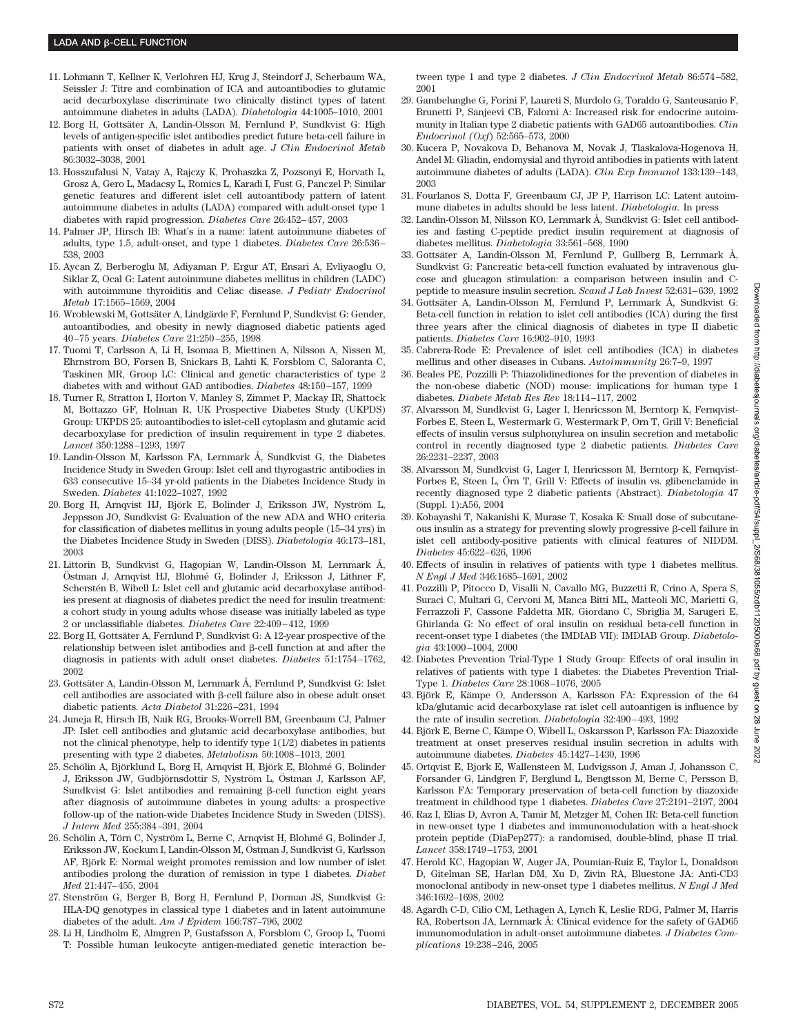11. Lohmann T, Kellner K, Verlohren HJ, Krug J, Steindorf J, Scherbaum WA, Seissler J: Titre and combination of ICA and autoantibodies to glutamic acid decarboxylase discriminate two clinically distinct types of latent autoimmune diabetes in adults (LADA). *Diabetologia* 44:1005–1010, 2001
12. Borg H, Gottsäter A, Landin-Olsson M, Fernlund P, Sundkvist G: High levels of antigen-specific islet antibodies predict future beta-cell failure in patients with onset of diabetes in adult age. *J Clin Endocrinol Metab* 86:3032–3038, 2001
13. Hosszufalusi N, Vatay A, Rajczy K, Prohaszka Z, Pozsonyi E, Horvath L, Grosz A, Gero L, Madacsy L, Romics L, Karadi I, Fust G, Panczel P: Similar genetic features and different islet cell autoantibody pattern of latent autoimmune diabetes in adults (LADA) compared with adult-onset type 1 diabetes with rapid progression. *Diabetes Care* 26:452–457, 2003
14. Palmer JP, Hirsch IB: What's in a name: latent autoimmune diabetes of adults, type 1.5, adult-onset, and type 1 diabetes. *Diabetes Care* 26:536–538, 2003
15. Aycan Z, Berberoglu M, Adiyaman P, Ergur AT, Ensari A, Evliyaoglu O, Siklar Z, Ocal G: Latent autoimmune diabetes mellitus in children (LADC) with autoimmune thyroiditis and Celiac disease. *J Pediatr Endocrinol Metab* 17:1565–1569, 2004
16. Wroblewski M, Gottsäter A, Lindgärde F, Fernlund P, Sundkvist G: Gender, autoantibodies, and obesity in newly diagnosed diabetic patients aged 40–75 years. *Diabetes Care* 21:250–255, 1998
17. Tuomi T, Carlsson A, Li H, Isomaa B, Miettinen A, Nilsson A, Nissen M, Ehrnstrom BO, Forsen B, Snickars B, Lahti K, Forsblom C, Saloranta C, Taskinen MR, Groop LC: Clinical and genetic characteristics of type 2 diabetes with and without GAD antibodies. *Diabetes* 48:150–157, 1999
18. Turner R, Stratton I, Horton V, Manley S, Zimmet P, Mackay IR, Shattock M, Bottazzo GF, Holman R, UK Prospective Diabetes Study (UKPDS) Group: UKPDS 25: autoantibodies to islet-cell cytoplasm and glutamic acid decarboxylase for prediction of insulin requirement in type 2 diabetes. *Lancet* 350:1288–1293, 1997
19. Landin-Olsson M, Karlsson FA, Lernmark Å, Sundkvist G, the Diabetes Incidence Study in Sweden Group: Islet cell and thyrogastric antibodies in 633 consecutive 15–34 yr-old patients in the Diabetes Incidence Study in Sweden. *Diabetes* 41:1022–1027, 1992
20. Borg H, Arnqvist HJ, Björk E, Bolinder J, Eriksson JW, Nyström L, Jeppsson JO, Sundkvist G: Evaluation of the new ADA and WHO criteria for classification of diabetes mellitus in young adults people (15–34 yrs) in the Diabetes Incidence Study in Sweden (DISS). *Diabetologia* 46:173–181, 2003
21. Littorin B, Sundkvist G, Hagopian W, Landin-Olsson M, Lernmark Å, Östman J, Arnqvist HJ, Blohmé G, Bolinder J, Eriksson J, Lithner F, Scherstén B, Wibell L: Islet cell and glutamic acid decarboxylase antibodies present at diagnosis of diabetes predict the need for insulin treatment: a cohort study in young adults whose disease was initially labeled as type 2 or unclassifiable diabetes. *Diabetes Care* 22:409–412, 1999
22. Borg H, Gottsäter A, Fernlund P, Sundkvist G: A 12-year prospective of the relationship between islet antibodies and β-cell function at and after the diagnosis in patients with adult onset diabetes. *Diabetes* 51:1754–1762, 2002
23. Gottsäter A, Landin-Olsson M, Lernmark Å, Fernlund P, Sundkvist G: Islet cell antibodies are associated with β-cell failure also in obese adult onset diabetic patients. *Acta Diabetol* 31:226–231, 1994
24. Juneja R, Hirsch IB, Naik RG, Brooks-Worrell BM, Greenbaum CJ, Palmer JP: Islet cell antibodies and glutamic acid decarboxylase antibodies, but not the clinical phenotype, help to identify type 1(1/2) diabetes in patients presenting with type 2 diabetes. *Metabolism* 50:1008–1013, 2001
25. Schölin A, Björklund L, Borg H, Arnqvist H, Björk E, Blohmé G, Bolinder J, Eriksson JW, Gudbjörnsdottir S, Nyström L, Östman J, Karlsson AF, Sundkvist G: Islet antibodies and remaining β-cell function eight years after diagnosis of autoimmune diabetes in young adults: a prospective follow-up of the nation-wide Diabetes Incidence Study in Sweden (DISS). *J Intern Med* 255:384–391, 2004
26. Schölin A, Törn C, Nyström L, Berne C, Arnqvist H, Blohmé G, Bolinder J, Eriksson JW, Kockum I, Landin-Olsson M, Östman J, Sundkvist G, Karlsson AF, Björk E: Normal weight promotes remission and low number of islet antibodies prolong the duration of remission in type 1 diabetes. *Diabet Med* 21:447–455, 2004
27. Stenström G, Berger B, Borg H, Fernlund P, Dorman JS, Sundkvist G: HLA-DQ genotypes in classical type 1 diabetes and in latent autoimmune diabetes of the adult. *Am J Epidem* 156:787–796, 2002
28. Li H, Lindholm E, Almgren P, Gustafsson A, Forsblom C, Groop L, Tuomi T: Possible human leukocyte antigen-mediated genetic interaction between type 1 and type 2 diabetes. *J Clin Endocrinol Metab* 86:574–582, 2001
29. Gambelunghe G, Forini F, Laureti S, Murdolo G, Toraldo G, Santeusanio F, Brunetti P, Sanjeevi CB, Falorni A: Increased risk for endocrine autoimmunity in Italian type 2 diabetic patients with GAD65 autoantibodies. *Clin Endocrinol (Oxf)* 52:565–573, 2000
30. Kucera P, Novakova D, Behanova M, Novak J, Tlaskalova-Hogenova H, Andel M: Gliadin, endomysial and thyroid antibodies in patients with latent autoimmune diabetes of adults (LADA). *Clin Exp Immunol* 133:139–143, 2003
31. Fourlanos S, Dotta F, Greenbaum CJ, JP P, Harrison LC: Latent autoimmune diabetes in adults should be less latent. *Diabetologia*. In press
32. Landin-Olsson M, Nilsson KO, Lernmark Å, Sundkvist G: Islet cell antibodies and fasting C-peptide predict insulin requirement at diagnosis of diabetes mellitus. *Diabetologia* 33:561–568, 1990
33. Gottsäter A, Landin-Olsson M, Fernlund P, Gullberg B, Lernmark Å, Sundkvist G: Pancreatic beta-cell function evaluated by intravenous glucose and glucagon stimulation: a comparison between insulin and C-peptide to measure insulin secretion. *Scand J Lab Invest* 52:631–639, 1992
34. Gottsäter A, Landin-Olsson M, Fernlund P, Lernmark Å, Sundkvist G: Beta-cell function in relation to islet cell antibodies (ICA) during the first three years after the clinical diagnosis of diabetes in type II diabetic patients. *Diabetes Care* 16:902–910, 1993
35. Cabrera-Rode E: Prevalence of islet cell antibodies (ICA) in diabetes mellitus and other diseases in Cubans. *Autoimmunity* 26:7–9, 1997
36. Beales PE, Pozzilli P: Thiazolidinediones for the prevention of diabetes in the non-obese diabetic (NOD) mouse: implications for human type 1 diabetes. *Diabete Metab Res Rev* 18:114–117, 2002
37. Alvarsson M, Sundkvist G, Lager I, Henricsson M, Berntorp K, Fernqvist-Forbes E, Steen L, Westermark G, Westermark P, Orn T, Grill V: Beneficial effects of insulin versus sulphonylurea on insulin secretion and metabolic control in recently diagnosed type 2 diabetic patients. *Diabetes Care* 26:2231–2237, 2003
38. Alvarsson M, Sundkvist G, Lager I, Henricsson M, Berntorp K, Fernqvist-Forbes E, Steen L, Örn T, Grill V: Effects of insulin vs. glibenclamide in recently diagnosed type 2 diabetic patients (Abstract). *Diabetologia* 47 (Suppl. 1):A56, 2004
39. Kobayashi T, Nakanishi K, Murase T, Kosaka K: Small dose of subcutaneous insulin as a strategy for preventing slowly progressive β-cell failure in islet cell antibody-positive patients with clinical features of NIDDM. *Diabetes* 45:622–626, 1996
40. Effects of insulin in relatives of patients with type 1 diabetes mellitus. *N Engl J Med* 346:1685–1691, 2002
41. Pozzilli P, Pitocco D, Visalli N, Cavallo MG, Buzzetti R, Crino A, Spera S, Suraci C, Multari G, Cervoni M, Manca Bitti ML, Matteoli MC, Marietti G, Ferrazzoli F, Cassone Faldetta MR, Giordano C, Sbriglia M, Sarugeri E, Ghirlanda G: No effect of oral insulin on residual beta-cell function in recent-onset type I diabetes (the IMDIAB VII): IMDIAB Group. *Diabetologia* 43:1000–1004, 2000
42. Diabetes Prevention Trial-Type 1 Study Group: Effects of oral insulin in relatives of patients with type 1 diabetes: the Diabetes Prevention Trial-Type 1. *Diabetes Care* 28:1068–1076, 2005
43. Björk E, Kämpe O, Andersson A, Karlsson FA: Expression of the 64 kDa/glutamic acid decarboxylase rat islet cell autoantigen is influence by the rate of insulin secretion. *Diabetologia* 32:490–493, 1992
44. Björk E, Berne C, Kämpe O, Wibell L, Oskarsson P, Karlsson FA: Diazoxide treatment at onset preserves residual insulin secretion in adults with autoimmune diabetes. *Diabetes* 45:1427–1430, 1996
45. Ortqvist E, Bjork E, Wallensteen M, Ludvigsson J, Aman J, Johansson C, Forsander G, Lindgren F, Berglund L, Bengtsson M, Berne C, Persson B, Karlsson FA: Temporary preservation of beta-cell function by diazoxide treatment in childhood type 1 diabetes. *Diabetes Care* 27:2191–2197, 2004
46. Raz I, Elias D, Avron A, Tamir M, Metzger M, Cohen IR: Beta-cell function in new-onset type 1 diabetes and immunomodulation with a heat-shock protein peptide (DiaPep277): a randomised, double-blind, phase II trial. *Lancet* 358:1749–1753, 2001
47. Herold KC, Hagopian W, Auger JA, Poumian-Ruiz E, Taylor L, Donaldson D, Gitelman SE, Harlan DM, Xu D, Zivin RA, Bluestone JA: Anti-CD3 monoclonal antibody in new-onset type 1 diabetes mellitus. *N Engl J Med* 346:1692–1698, 2002
48. Agardh C-D, Cilio CM, Lethagen A, Lynch K, Leslie RDG, Palmer M, Harris RA, Robertson JA, Lernmark Å: Clinical evidence for the safety of GAD65 immunomodulation in adult-onset autoimmune diabetes. *J Diabetes Complications* 19:238–246, 2005